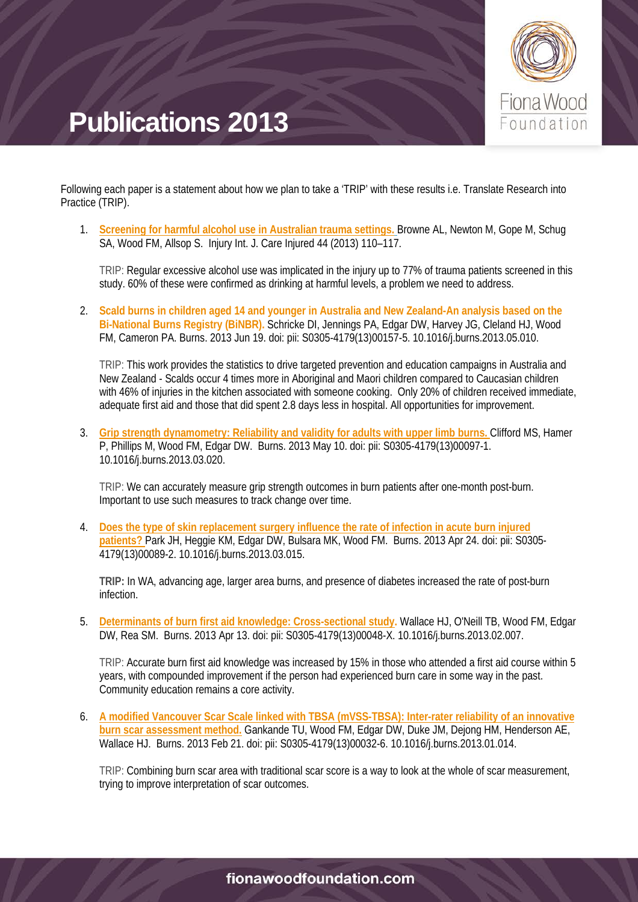# Publications 2013

Following each paper is a statement about how we plan to take a 'TRIP' with these results i.e. Translate Research into Practice (TRIP).

1. **Screening for harmful alcohol use in Australian trauma settings.** Browne AL, Newton M, Gope M, Schug SA, Wood FM, Allsop S. Injury Int. J. Care Injured 44 (2013) 110–117.

   TRIP: Regular excessive alcohol use was implicated in the injury up to 77% of trauma patients screened in this study. 60% of these were confirmed as drinking at harmful levels, a problem we need to address.

2. **Scald burns in children aged 14 and younger in Australia and New Zealand-An analysis based on the Bi-National Burns Registry (BiNBR).** Schricke DI, Jennings PA, Edgar DW, Harvey JG, Cleland HJ, Wood FM, Cameron PA. Burns. 2013 Jun 19. doi: pii: S0305-4179(13)00157-5. 10.1016/j.burns.2013.05.010.

   TRIP: This work provides the statistics to drive targeted prevention and education campaigns in Australia and New Zealand - Scalds occur 4 times more in Aboriginal and Maori children compared to Caucasian children with 46% of injuries in the kitchen associated with someone cooking. Only 20% of children received immediate, adequate first aid and those that did spent 2.8 days less in hospital. All opportunities for improvement.

3. **Grip strength dynamometry: Reliability and validity for adults with upper limb burns.** Clifford MS, Hamer P, Phillips M, Wood FM, Edgar DW. Burns. 2013 May 10. doi: pii: S0305-4179(13)00097-1. 10.1016/j.burns.2013.03.020.

   TRIP: We can accurately measure grip strength outcomes in burn patients after one-month post-burn. Important to use such measures to track change over time.

4. **Does the type of skin replacement surgery influence the rate of infection in acute burn injured patients?** Park JH, Heggie KM, Edgar DW, Bulsara MK, Wood FM. Burns. 2013 Apr 24. doi: pii: S0305-4179(13)00089-2. 10.1016/j.burns.2013.03.015.

   **TRIP:** In WA, advancing age, larger area burns, and presence of diabetes increased the rate of post-burn infection.

5. **Determinants of burn first aid knowledge: Cross-sectional study.** Wallace HJ, O'Neill TB, Wood FM, Edgar DW, Rea SM. Burns. 2013 Apr 13. doi: pii: S0305-4179(13)00048-X. 10.1016/j.burns.2013.02.007.

   TRIP: Accurate burn first aid knowledge was increased by 15% in those who attended a first aid course within 5 years, with compounded improvement if the person had experienced burn care in some way in the past. Community education remains a core activity.

6. **A modified Vancouver Scar Scale linked with TBSA (mVSS-TBSA): Inter-rater reliability of an innovative burn scar assessment method.** Gankande TU, Wood FM, Edgar DW, Duke JM, Dejong HM, Henderson AE, Wallace HJ. Burns. 2013 Feb 21. doi: pii: S0305-4179(13)00032-6. 10.1016/j.burns.2013.01.014.

   TRIP: Combining burn scar area with traditional scar score is a way to look at the whole of scar measurement, trying to improve interpretation of scar outcomes.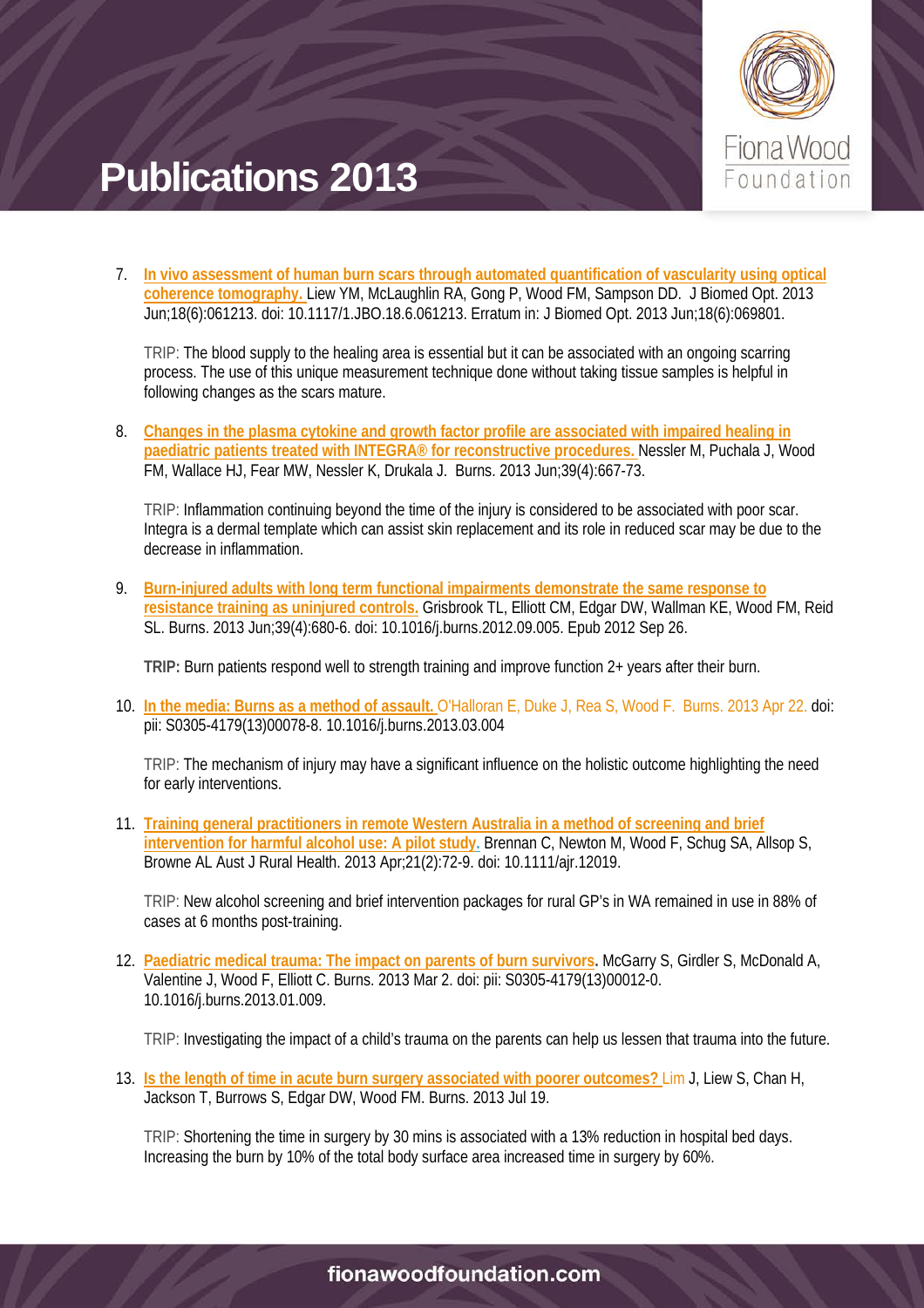# Publications 2013

7. **In vivo assessment of human burn scars through automated quantification of vascularity using optical coherence tomography.** Liew YM, McLaughlin RA, Gong P, Wood FM, Sampson DD. J Biomed Opt. 2013 Jun;18(6):061213. doi: 10.1117/1.JBO.18.6.061213. Erratum in: J Biomed Opt. 2013 Jun;18(6):069801.

   TRIP: The blood supply to the healing area is essential but it can be associated with an ongoing scarring process. The use of this unique measurement technique done without taking tissue samples is helpful in following changes as the scars mature.

8. **Changes in the plasma cytokine and growth factor profile are associated with impaired healing in paediatric patients treated with INTEGRA® for reconstructive procedures.** Nessler M, Puchala J, Wood FM, Wallace HJ, Fear MW, Nessler K, Drukala J. Burns. 2013 Jun;39(4):667-73.

   TRIP: Inflammation continuing beyond the time of the injury is considered to be associated with poor scar. Integra is a dermal template which can assist skin replacement and its role in reduced scar may be due to the decrease in inflammation.

9. **Burn-injured adults with long term functional impairments demonstrate the same response to resistance training as uninjured controls.** Grisbrook TL, Elliott CM, Edgar DW, Wallman KE, Wood FM, Reid SL. Burns. 2013 Jun;39(4):680-6. doi: 10.1016/j.burns.2012.09.005. Epub 2012 Sep 26.

   **TRIP:** Burn patients respond well to strength training and improve function 2+ years after their burn.

10. **In the media: Burns as a method of assault.** O'Halloran E, Duke J, Rea S, Wood F. Burns. 2013 Apr 22. doi: pii: S0305-4179(13)00078-8. 10.1016/j.burns.2013.03.004

    TRIP: The mechanism of injury may have a significant influence on the holistic outcome highlighting the need for early interventions.

11. **Training general practitioners in remote Western Australia in a method of screening and brief intervention for harmful alcohol use: A pilot study.** Brennan C, Newton M, Wood F, Schug SA, Allsop S, Browne AL Aust J Rural Health. 2013 Apr;21(2):72-9. doi: 10.1111/ajr.12019.

    TRIP: New alcohol screening and brief intervention packages for rural GP's in WA remained in use in 88% of cases at 6 months post-training.

12. **Paediatric medical trauma: The impact on parents of burn survivors.** McGarry S, Girdler S, McDonald A, Valentine J, Wood F, Elliott C. Burns. 2013 Mar 2. doi: pii: S0305-4179(13)00012-0. 10.1016/j.burns.2013.01.009.

    TRIP: Investigating the impact of a child's trauma on the parents can help us lessen that trauma into the future.

13. **Is the length of time in acute burn surgery associated with poorer outcomes?** Lim J, Liew S, Chan H, Jackson T, Burrows S, Edgar DW, Wood FM. Burns. 2013 Jul 19.

    TRIP: Shortening the time in surgery by 30 mins is associated with a 13% reduction in hospital bed days. Increasing the burn by 10% of the total body surface area increased time in surgery by 60%.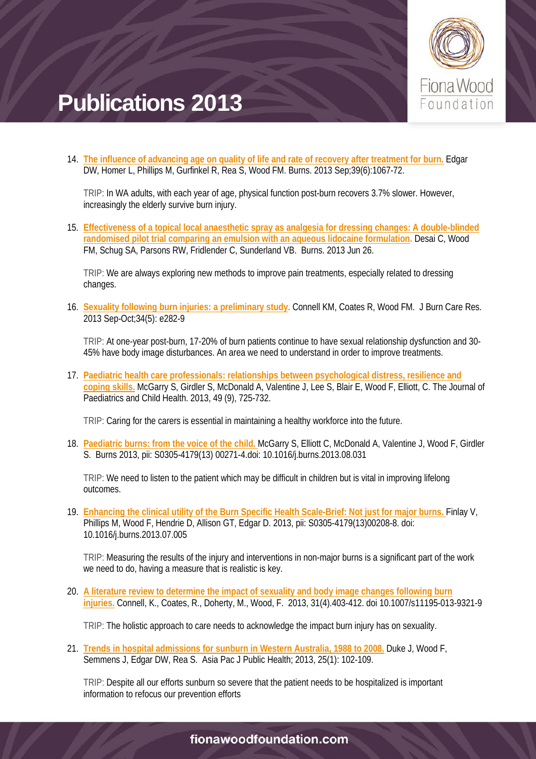# Publications 2013

14. **The influence of advancing age on quality of life and rate of recovery after treatment for burn.** Edgar DW, Homer L, Phillips M, Gurfinkel R, Rea S, Wood FM. Burns. 2013 Sep;39(6):1067-72.

    TRIP: In WA adults, with each year of age, physical function post-burn recovers 3.7% slower. However, increasingly the elderly survive burn injury.

15. **Effectiveness of a topical local anaesthetic spray as analgesia for dressing changes: A double-blinded randomised pilot trial comparing an emulsion with an aqueous lidocaine formulation.** Desai C, Wood FM, Schug SA, Parsons RW, Fridlender C, Sunderland VB. Burns. 2013 Jun 26.

    TRIP: We are always exploring new methods to improve pain treatments, especially related to dressing changes.

16. **Sexuality following burn injuries: a preliminary study.** Connell KM, Coates R, Wood FM. J Burn Care Res. 2013 Sep-Oct;34(5): e282-9

    TRIP: At one-year post-burn, 17-20% of burn patients continue to have sexual relationship dysfunction and 30-45% have body image disturbances. An area we need to understand in order to improve treatments.

17. **Paediatric health care professionals: relationships between psychological distress, resilience and coping skills.** McGarry S, Girdler S, McDonald A, Valentine J, Lee S, Blair E, Wood F, Elliott, C. The Journal of Paediatrics and Child Health. 2013, 49 (9), 725-732.

    TRIP: Caring for the carers is essential in maintaining a healthy workforce into the future.

18. **Paediatric burns: from the voice of the child.** McGarry S, Elliott C, McDonald A, Valentine J, Wood F, Girdler S. Burns 2013, pii: S0305-4179(13) 00271-4.doi: 10.1016/j.burns.2013.08.031

    TRIP: We need to listen to the patient which may be difficult in children but is vital in improving lifelong outcomes.

19. **Enhancing the clinical utility of the Burn Specific Health Scale-Brief: Not just for major burns.** Finlay V, Phillips M, Wood F, Hendrie D, Allison GT, Edgar D. 2013, pii: S0305-4179(13)00208-8. doi: 10.1016/j.burns.2013.07.005

    TRIP: Measuring the results of the injury and interventions in non-major burns is a significant part of the work we need to do, having a measure that is realistic is key.

20. **A literature review to determine the impact of sexuality and body image changes following burn injuries.** Connell, K., Coates, R., Doherty, M., Wood, F. 2013, 31(4).403-412. doi 10.1007/s11195-013-9321-9

    TRIP: The holistic approach to care needs to acknowledge the impact burn injury has on sexuality.

21. **Trends in hospital admissions for sunburn in Western Australia, 1988 to 2008.** Duke J, Wood F, Semmens J, Edgar DW, Rea S. Asia Pac J Public Health; 2013, 25(1): 102-109.

    TRIP: Despite all our efforts sunburn so severe that the patient needs to be hospitalized is important information to refocus our prevention efforts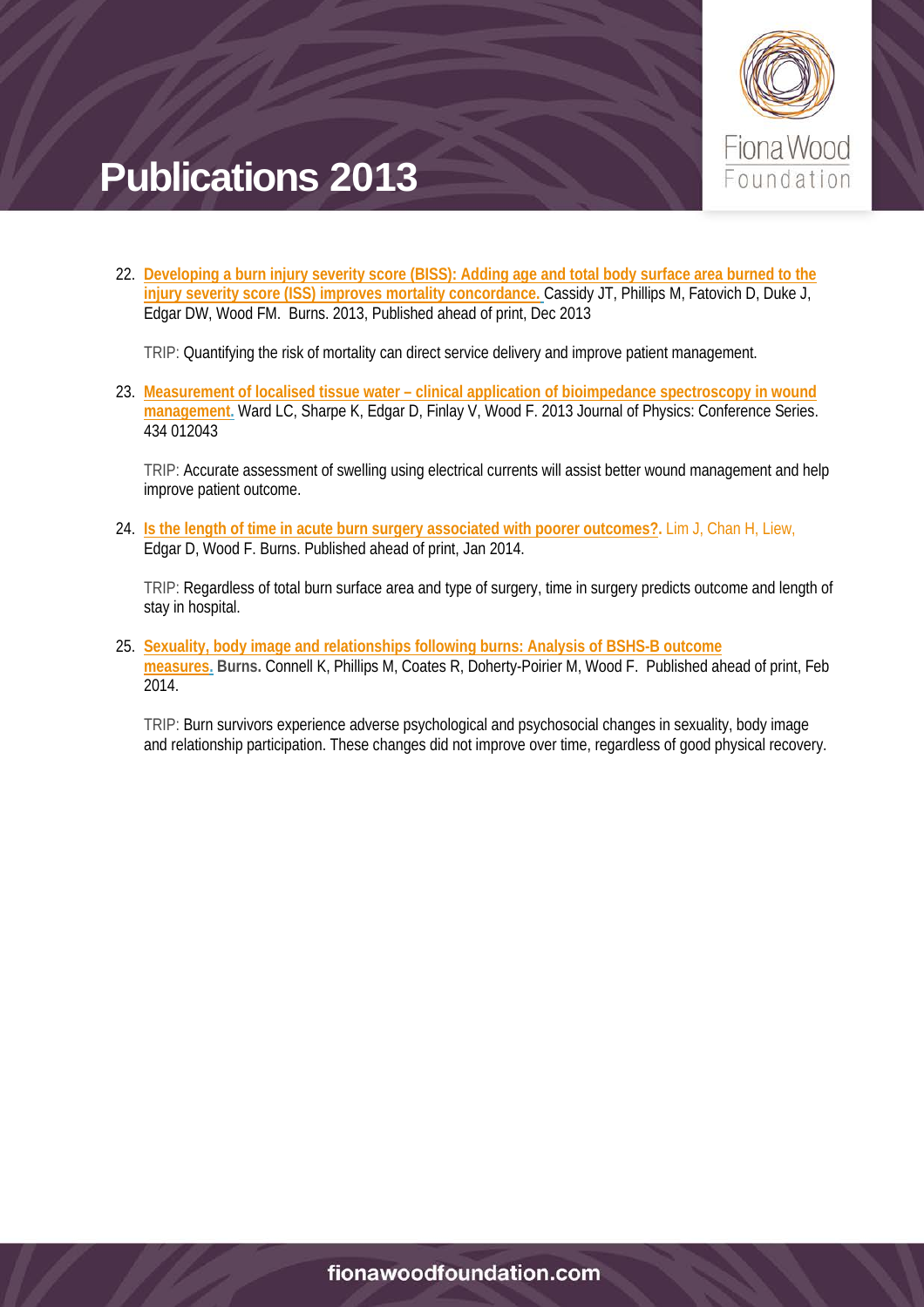# Publications 2013

22. **Developing a burn injury severity score (BISS): Adding age and total body surface area burned to the injury severity score (ISS) improves mortality concordance.** Cassidy JT, Phillips M, Fatovich D, Duke J, Edgar DW, Wood FM. Burns. 2013, Published ahead of print, Dec 2013

    TRIP: Quantifying the risk of mortality can direct service delivery and improve patient management.

23. **Measurement of localised tissue water – clinical application of bioimpedance spectroscopy in wound management.** Ward LC, Sharpe K, Edgar D, Finlay V, Wood F. 2013 Journal of Physics: Conference Series. 434 012043

    TRIP: Accurate assessment of swelling using electrical currents will assist better wound management and help improve patient outcome.

24. **Is the length of time in acute burn surgery associated with poorer outcomes?.** Lim J, Chan H, Liew, Edgar D, Wood F. Burns. Published ahead of print, Jan 2014.

    TRIP: Regardless of total burn surface area and type of surgery, time in surgery predicts outcome and length of stay in hospital.

25. **Sexuality, body image and relationships following burns: Analysis of BSHS-B outcome measures.** **Burns.** Connell K, Phillips M, Coates R, Doherty-Poirier M, Wood F. Published ahead of print, Feb 2014.

    TRIP: Burn survivors experience adverse psychological and psychosocial changes in sexuality, body image and relationship participation. These changes did not improve over time, regardless of good physical recovery.